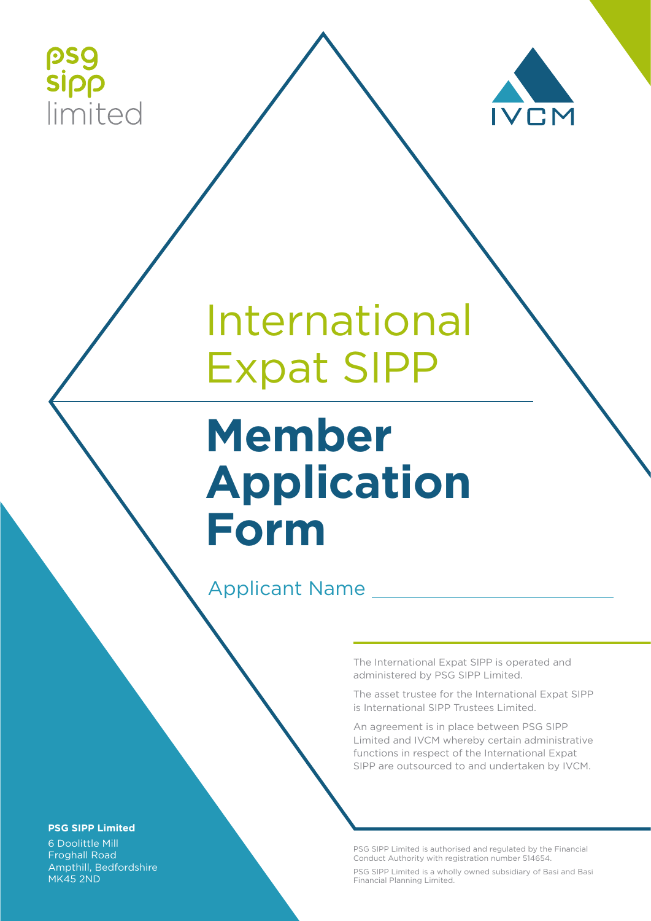psg sipp limited

IVCM

# International Expat SIPP

# Member Application Form

Applicant Name ______________________________

The International Expat SIPP is operated and administered by PSG SIPP Limited.

The asset trustee for the International Expat SIPP is International SIPP Trustees Limited.

An agreement is in place between PSG SIPP Limited and IVCM whereby certain administrative functions in respect of the International Expat SIPP are outsourced to and undertaken by IVCM.

**PSG SIPP Limited**
6 Doolittle Mill
Froghall Road
Ampthill, Bedfordshire
MK45 2ND

PSG SIPP Limited is authorised and regulated by the Financial Conduct Authority with registration number 514654.

PSG SIPP Limited is a wholly owned subsidiary of Basi and Basi Financial Planning Limited.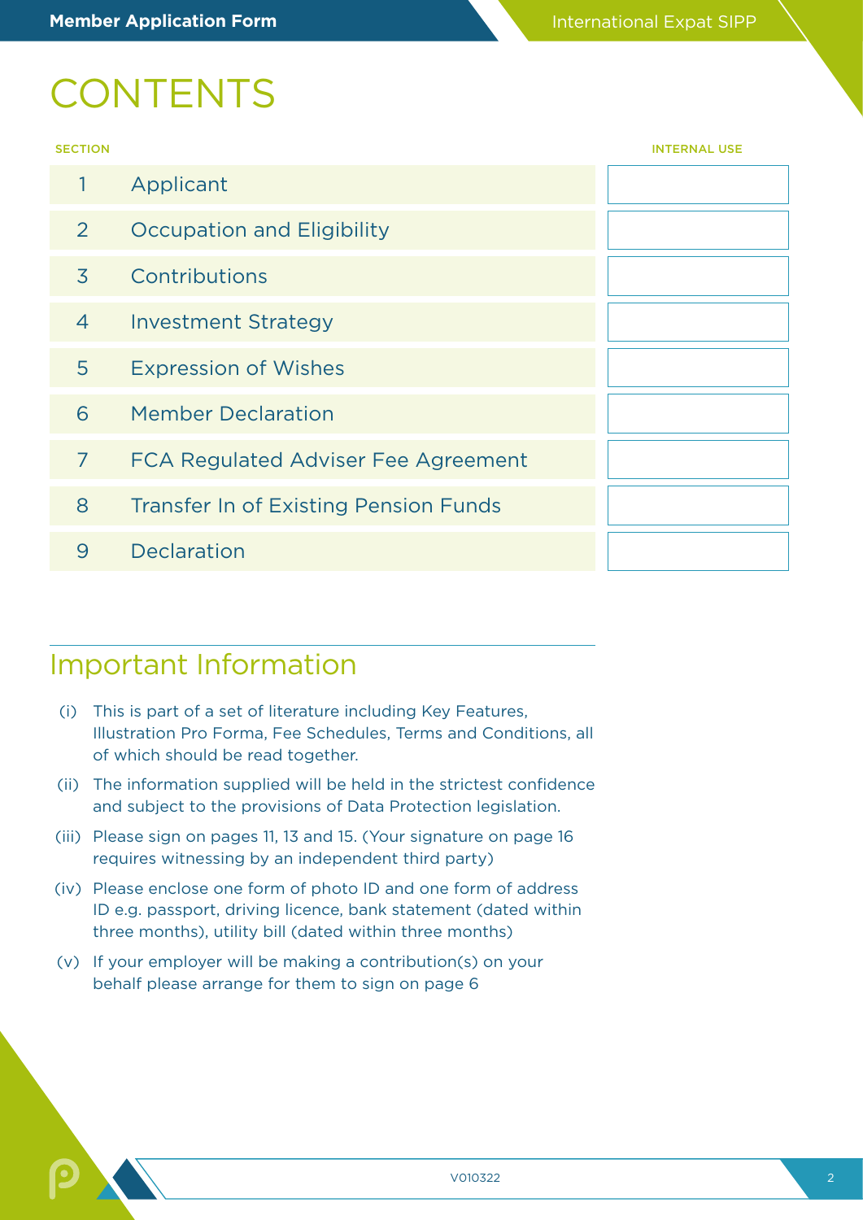# CONTENTS

| SECTION | | INTERNAL USE |
|---|---|---|
| 1 | Applicant | |
| 2 | Occupation and Eligibility | |
| 3 | Contributions | |
| 4 | Investment Strategy | |
| 5 | Expression of Wishes | |
| 6 | Member Declaration | |
| 7 | FCA Regulated Adviser Fee Agreement | |
| 8 | Transfer In of Existing Pension Funds | |
| 9 | Declaration | |

## Important Information

(i) This is part of a set of literature including Key Features, Illustration Pro Forma, Fee Schedules, Terms and Conditions, all of which should be read together.

(ii) The information supplied will be held in the strictest confidence and subject to the provisions of Data Protection legislation.

(iii) Please sign on pages 11, 13 and 15. (Your signature on page 16 requires witnessing by an independent third party)

(iv) Please enclose one form of photo ID and one form of address ID e.g. passport, driving licence, bank statement (dated within three months), utility bill (dated within three months)

(v) If your employer will be making a contribution(s) on your behalf please arrange for them to sign on page 6

V010322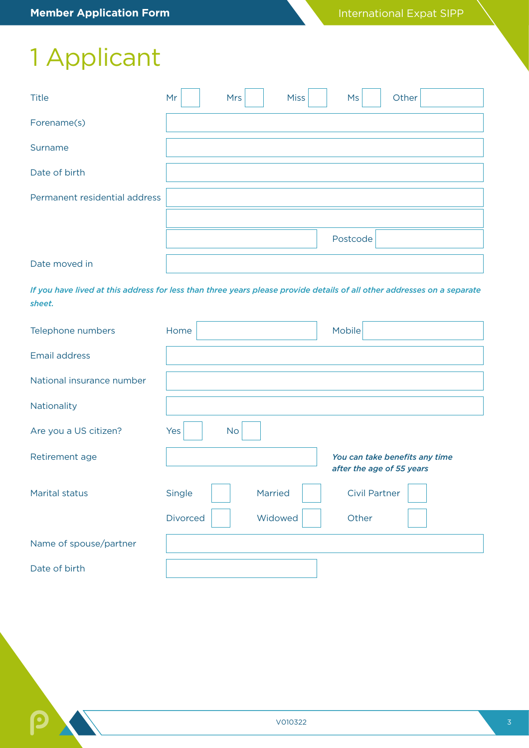# 1 Applicant

| | | | | | | | | | |
|---|---|---|---|---|---|---|---|---|---|
| Title | Mr | | Mrs | | Miss | | Ms | | Other |
| Forename(s) | | | | | | | | | |
| Surname | | | | | | | | | |
| Date of birth | | | | | | | | | |
| Permanent residential address | | | | | | | | | |
| | | | | | | | | | |
| | | | | | Postcode | | | | |
| Date moved in | | | | | | | | | |

***If you have lived at this address for less than three years please provide details of all other addresses on a separate sheet.***

| | | | | |
|---|---|---|---|---|
| Telephone numbers | Home | | Mobile | |
| Email address | | | | |
| National insurance number | | | | |
| Nationality | | | | |
| Are you a US citizen? | Yes | | No | |
| Retirement age | | | ***You can take benefits any time after the age of 55 years*** | |

| | | | | | | |
|---|---|---|---|---|---|---|
| Marital status | Single | | Married | | Civil Partner | |
| | Divorced | | Widowed | | Other | |
| Name of spouse/partner | | | | | | |
| Date of birth | | | | | | |

V010322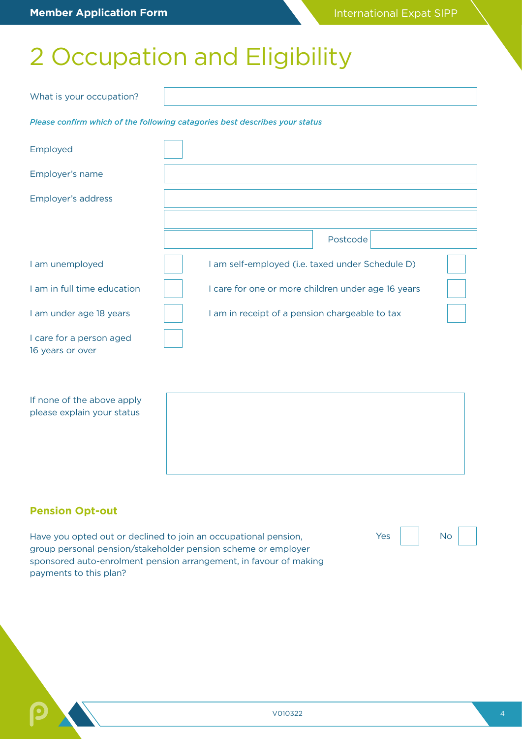# 2 Occupation and Eligibility

What is your occupation?

*Please confirm which of the following catagories best describes your status*

Employed ☐

Employer's name

Employer's address

Postcode

| | | | |
|---|---|---|---|
| I am unemployed | ☐ | I am self-employed (i.e. taxed under Schedule D) | ☐ |
| I am in full time education | ☐ | I care for one or more children under age 16 years | ☐ |
| I am under age 18 years | ☐ | I am in receipt of a pension chargeable to tax | ☐ |
| I care for a person aged 16 years or over | ☐ | | |

If none of the above apply please explain your status

## Pension Opt-out

Have you opted out or declined to join an occupational pension, group personal pension/stakeholder pension scheme or employer sponsored auto-enrolment pension arrangement, in favour of making payments to this plan?

Yes ☐ No ☐

V010322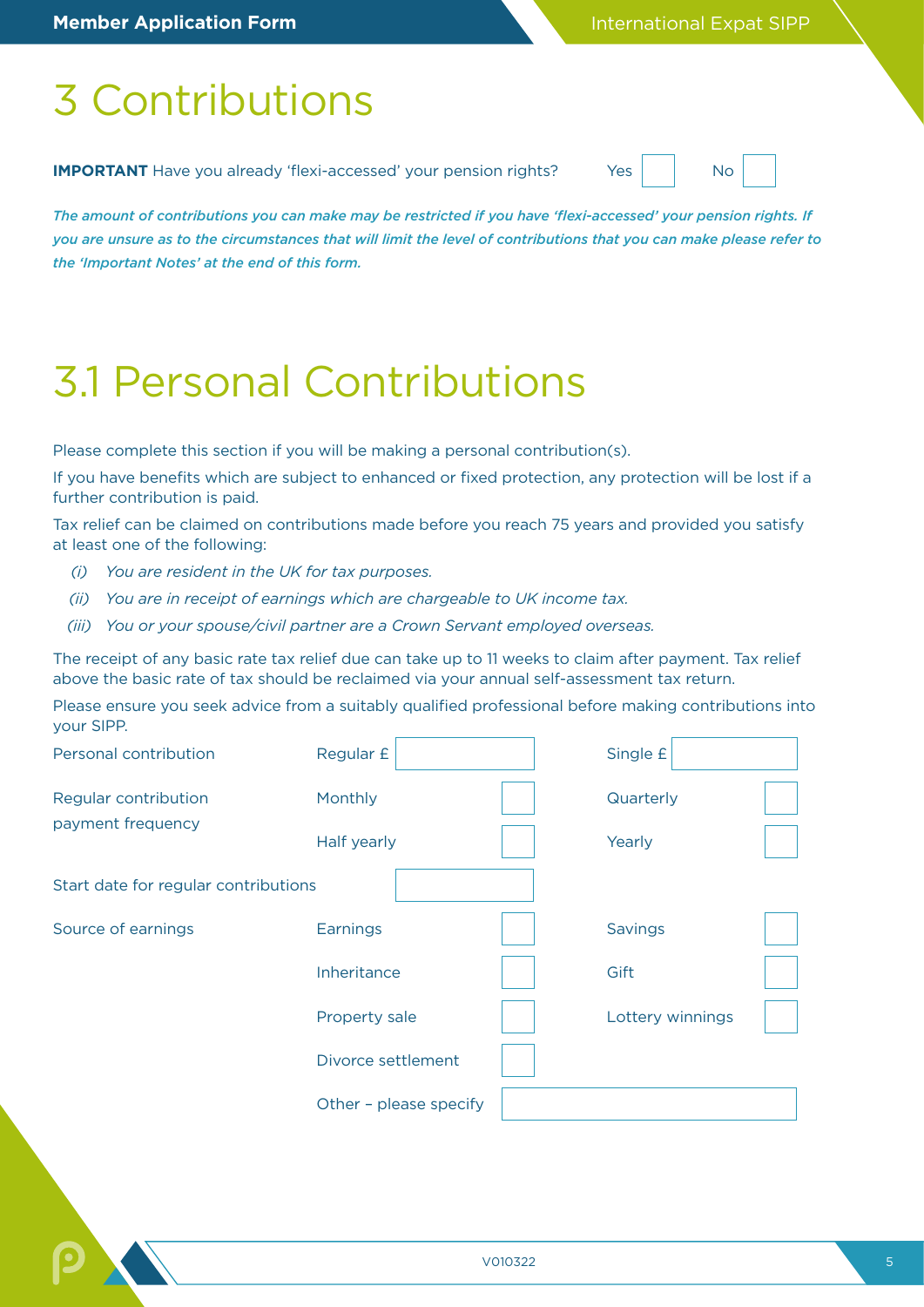# 3 Contributions

**IMPORTANT** Have you already 'flexi-accessed' your pension rights? Yes ☐ No ☐

***The amount of contributions you can make may be restricted if you have 'flexi-accessed' your pension rights. If you are unsure as to the circumstances that will limit the level of contributions that you can make please refer to the 'Important Notes' at the end of this form.***

# 3.1 Personal Contributions

Please complete this section if you will be making a personal contribution(s).

If you have benefits which are subject to enhanced or fixed protection, any protection will be lost if a further contribution is paid.

Tax relief can be claimed on contributions made before you reach 75 years and provided you satisfy at least one of the following:

*(i) You are resident in the UK for tax purposes.*

*(ii) You are in receipt of earnings which are chargeable to UK income tax.*

*(iii) You or your spouse/civil partner are a Crown Servant employed overseas.*

The receipt of any basic rate tax relief due can take up to 11 weeks to claim after payment. Tax relief above the basic rate of tax should be reclaimed via your annual self-assessment tax return.

Please ensure you seek advice from a suitably qualified professional before making contributions into your SIPP.

| | | | | |
|---|---|---|---|---|
| Personal contribution | Regular £ | | Single £ | |
| Regular contribution payment frequency | Monthly | ☐ | Quarterly | ☐ |
| | Half yearly | ☐ | Yearly | ☐ |
| Start date for regular contributions | | | | |
| Source of earnings | Earnings | ☐ | Savings | ☐ |
| | Inheritance | ☐ | Gift | ☐ |
| | Property sale | ☐ | Lottery winnings | ☐ |
| | Divorce settlement | ☐ | | |
| | Other – please specify | | | |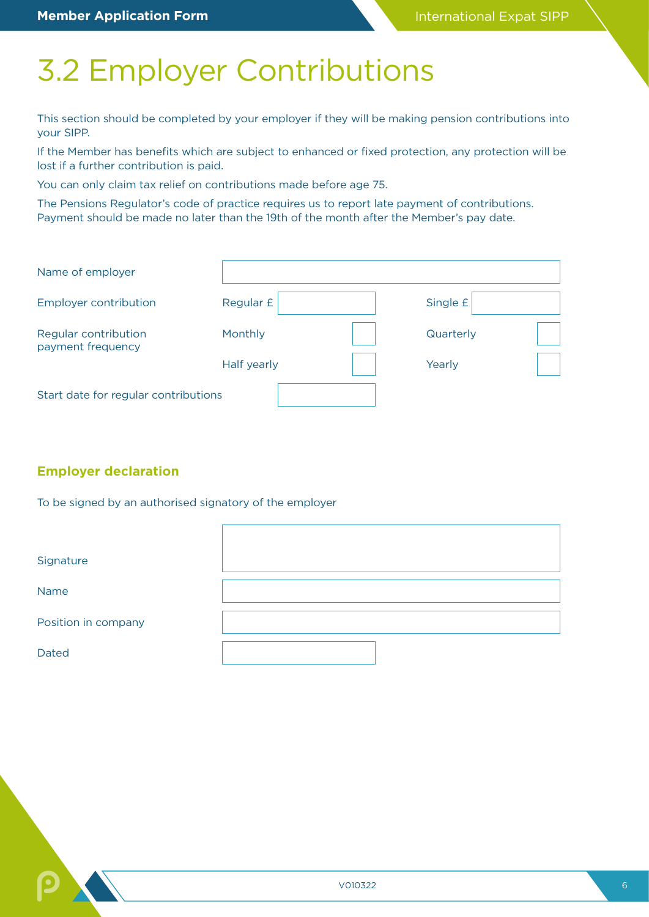# 3.2 Employer Contributions

This section should be completed by your employer if they will be making pension contributions into your SIPP.

If the Member has benefits which are subject to enhanced or fixed protection, any protection will be lost if a further contribution is paid.

You can only claim tax relief on contributions made before age 75.

The Pensions Regulator's code of practice requires us to report late payment of contributions. Payment should be made no later than the 19th of the month after the Member's pay date.

| | | | | |
|---|---|---|---|---|
| Name of employer | | | | |
| Employer contribution | Regular £ | | Single £ | |
| Regular contribution payment frequency | Monthly | ☐ | Quarterly | ☐ |
| | Half yearly | ☐ | Yearly | ☐ |
| Start date for regular contributions | | | | |

## Employer declaration

To be signed by an authorised signatory of the employer

| | |
|---|---|
| Signature | |
| Name | |
| Position in company | |
| Dated | |

V010322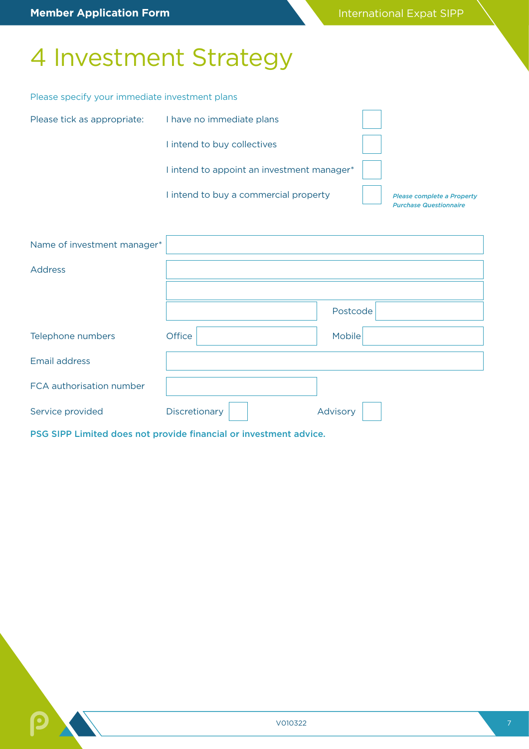# 4 Investment Strategy

Please specify your immediate investment plans

Please tick as appropriate:

- I have no immediate plans ☐
- I intend to buy collectives ☐
- I intend to appoint an investment manager* ☐
- I intend to buy a commercial property ☐ *Please complete a Property Purchase Questionnaire*

| | | | |
|---|---|---|---|
| Name of investment manager* | | | |
| Address | | | |
| | | | |
| | | Postcode | |
| Telephone numbers | Office | Mobile | |
| Email address | | | |
| FCA authorisation number | | | |
| Service provided | Discretionary ☐ | Advisory ☐ | |

**PSG SIPP Limited does not provide financial or investment advice.**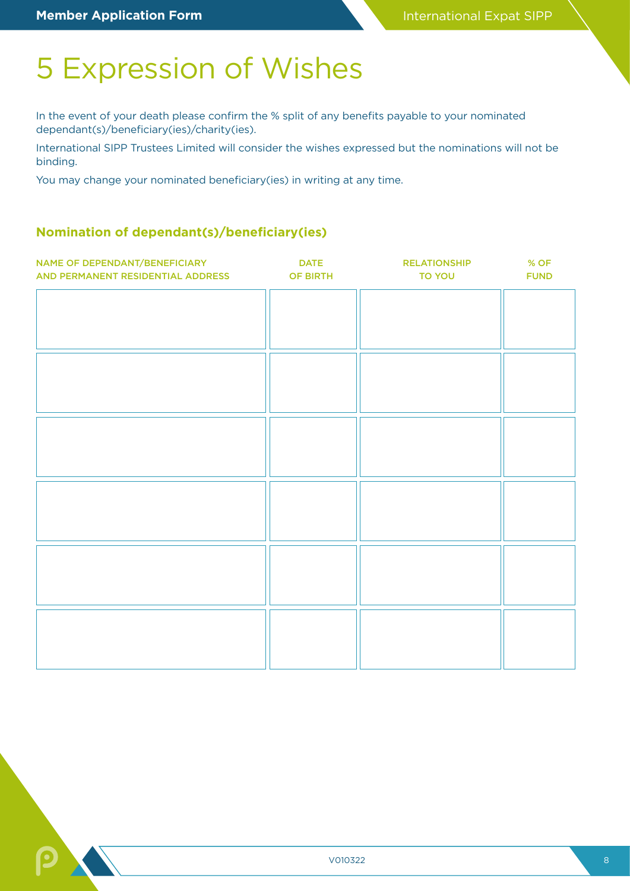# 5 Expression of Wishes

In the event of your death please confirm the % split of any benefits payable to your nominated dependant(s)/beneficiary(ies)/charity(ies).

International SIPP Trustees Limited will consider the wishes expressed but the nominations will not be binding.

You may change your nominated beneficiary(ies) in writing at any time.

### Nomination of dependant(s)/beneficiary(ies)

| NAME OF DEPENDANT/BENEFICIARY AND PERMANENT RESIDENTIAL ADDRESS | DATE OF BIRTH | RELATIONSHIP TO YOU | % OF FUND |
|---|---|---|---|
| | | | |
| | | | |
| | | | |
| | | | |
| | | | |
| | | | |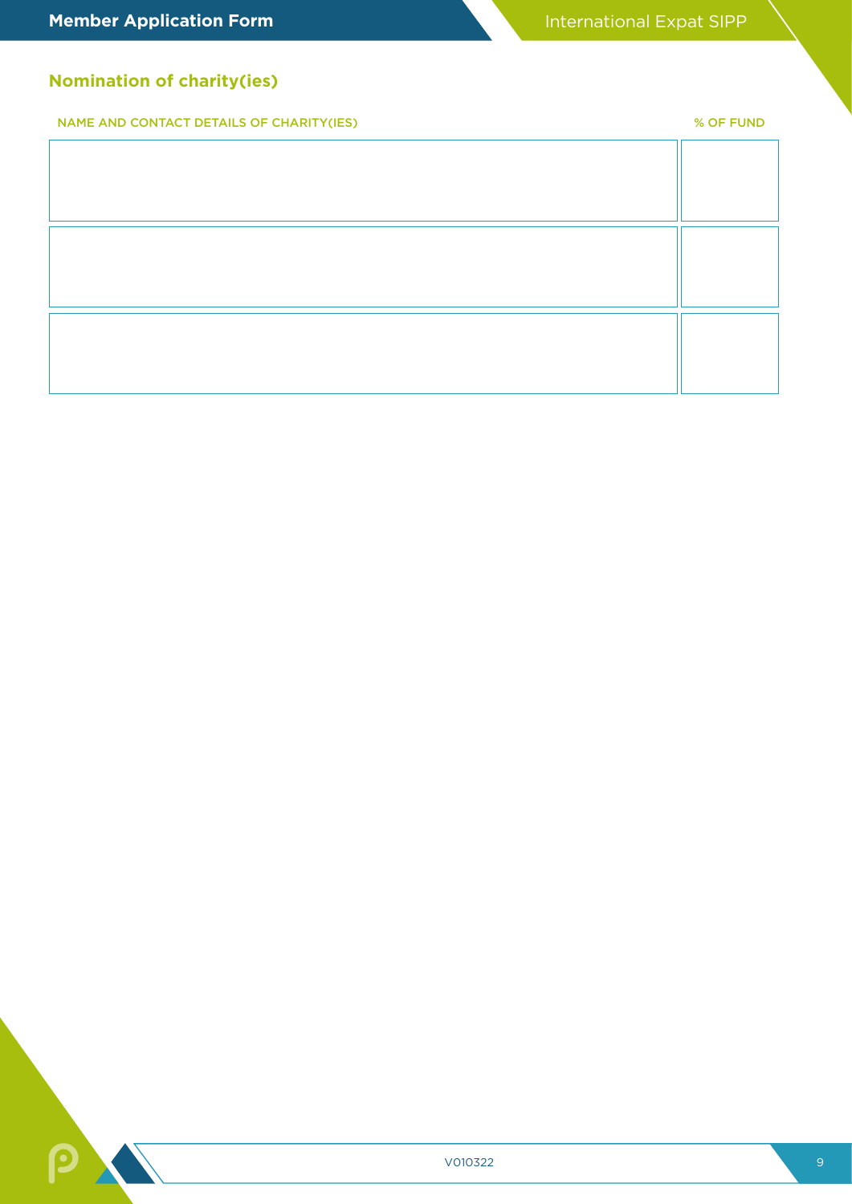## Nomination of charity(ies)

| NAME AND CONTACT DETAILS OF CHARITY(IES) | % OF FUND |
|---|---|
| | |
| | |
| | |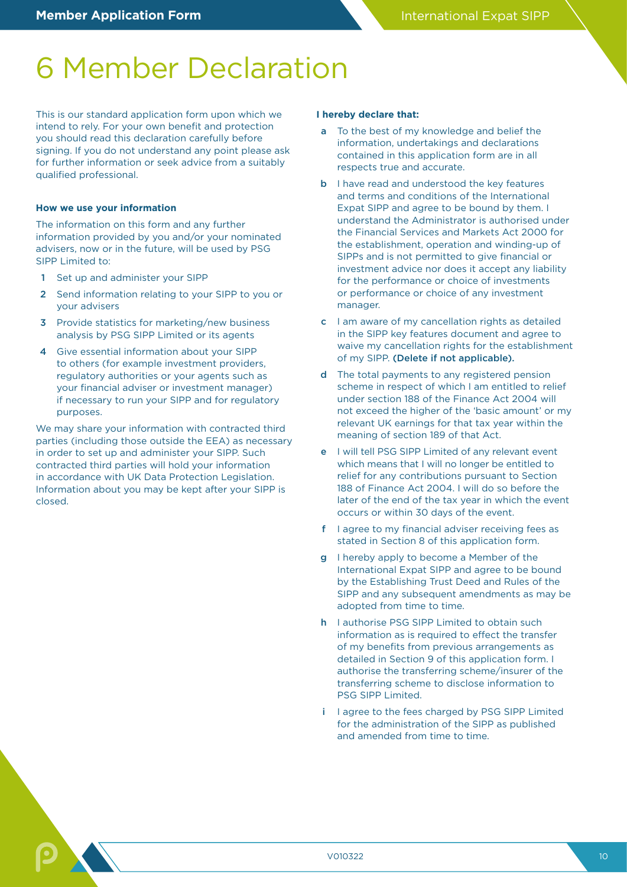# 6 Member Declaration

This is our standard application form upon which we intend to rely. For your own benefit and protection you should read this declaration carefully before signing. If you do not understand any point please ask for further information or seek advice from a suitably qualified professional.

**How we use your information**

The information on this form and any further information provided by you and/or your nominated advisers, now or in the future, will be used by PSG SIPP Limited to:

1. Set up and administer your SIPP
2. Send information relating to your SIPP to you or your advisers
3. Provide statistics for marketing/new business analysis by PSG SIPP Limited or its agents
4. Give essential information about your SIPP to others (for example investment providers, regulatory authorities or your agents such as your financial adviser or investment manager) if necessary to run your SIPP and for regulatory purposes.

We may share your information with contracted third parties (including those outside the EEA) as necessary in order to set up and administer your SIPP. Such contracted third parties will hold your information in accordance with UK Data Protection Legislation. Information about you may be kept after your SIPP is closed.

**I hereby declare that:**

- **a** To the best of my knowledge and belief the information, undertakings and declarations contained in this application form are in all respects true and accurate.
- **b** I have read and understood the key features and terms and conditions of the International Expat SIPP and agree to be bound by them. I understand the Administrator is authorised under the Financial Services and Markets Act 2000 for the establishment, operation and winding-up of SIPPs and is not permitted to give financial or investment advice nor does it accept any liability for the performance or choice of investments or performance or choice of any investment manager.
- **c** I am aware of my cancellation rights as detailed in the SIPP key features document and agree to waive my cancellation rights for the establishment of my SIPP. **(Delete if not applicable).**
- **d** The total payments to any registered pension scheme in respect of which I am entitled to relief under section 188 of the Finance Act 2004 will not exceed the higher of the 'basic amount' or my relevant UK earnings for that tax year within the meaning of section 189 of that Act.
- **e** I will tell PSG SIPP Limited of any relevant event which means that I will no longer be entitled to relief for any contributions pursuant to Section 188 of Finance Act 2004. I will do so before the later of the end of the tax year in which the event occurs or within 30 days of the event.
- **f** I agree to my financial adviser receiving fees as stated in Section 8 of this application form.
- **g** I hereby apply to become a Member of the International Expat SIPP and agree to be bound by the Establishing Trust Deed and Rules of the SIPP and any subsequent amendments as may be adopted from time to time.
- **h** I authorise PSG SIPP Limited to obtain such information as is required to effect the transfer of my benefits from previous arrangements as detailed in Section 9 of this application form. I authorise the transferring scheme/insurer of the transferring scheme to disclose information to PSG SIPP Limited.
- **i** I agree to the fees charged by PSG SIPP Limited for the administration of the SIPP as published and amended from time to time.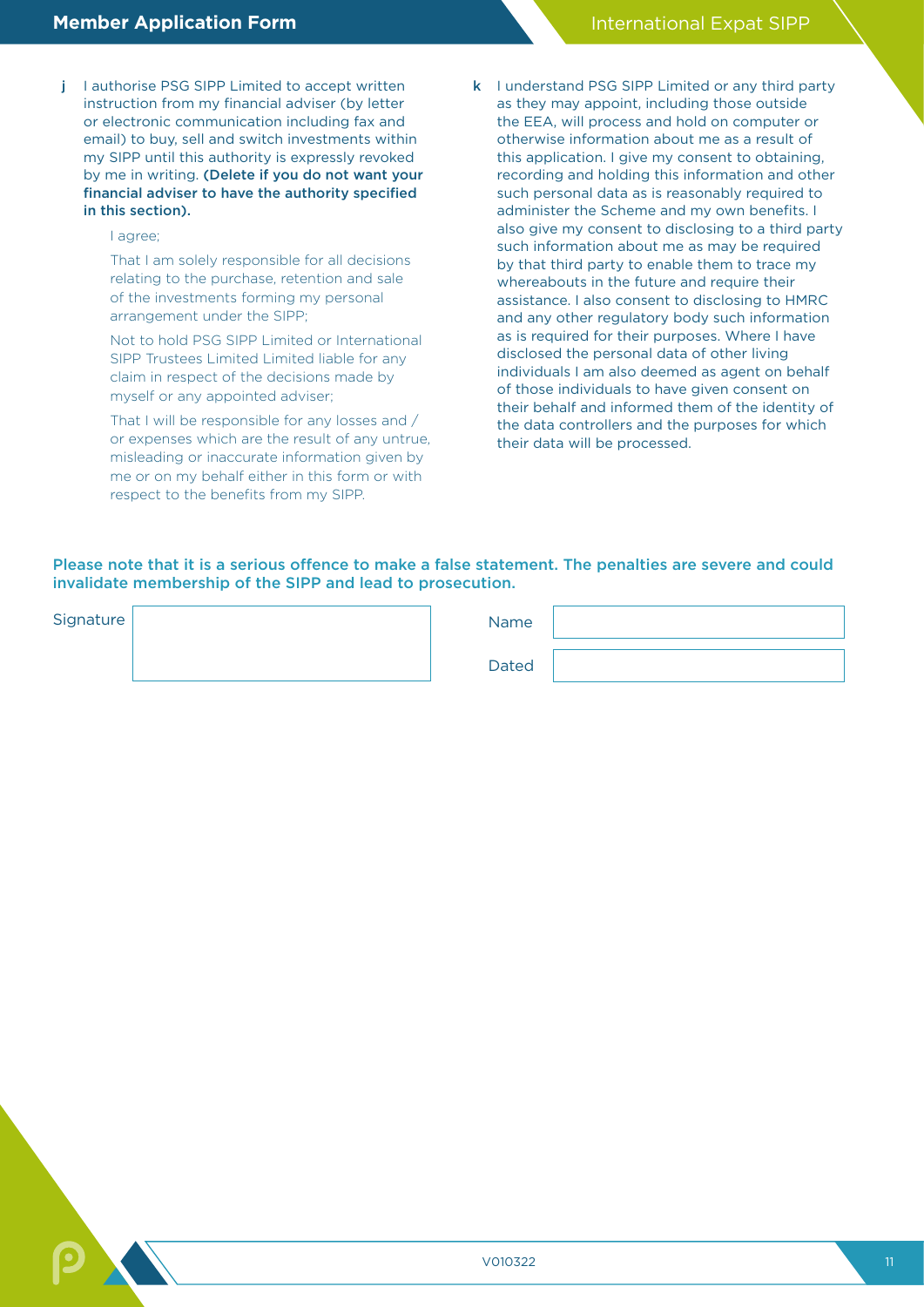j I authorise PSG SIPP Limited to accept written instruction from my financial adviser (by letter or electronic communication including fax and email) to buy, sell and switch investments within my SIPP until this authority is expressly revoked by me in writing. **(Delete if you do not want your financial adviser to have the authority specified in this section).**

I agree;

That I am solely responsible for all decisions relating to the purchase, retention and sale of the investments forming my personal arrangement under the SIPP;

Not to hold PSG SIPP Limited or International SIPP Trustees Limited Limited liable for any claim in respect of the decisions made by myself or any appointed adviser;

That I will be responsible for any losses and / or expenses which are the result of any untrue, misleading or inaccurate information given by me or on my behalf either in this form or with respect to the benefits from my SIPP.

k I understand PSG SIPP Limited or any third party as they may appoint, including those outside the EEA, will process and hold on computer or otherwise information about me as a result of this application. I give my consent to obtaining, recording and holding this information and other such personal data as is reasonably required to administer the Scheme and my own benefits. I also give my consent to disclosing to a third party such information about me as may be required by that third party to enable them to trace my whereabouts in the future and require their assistance. I also consent to disclosing to HMRC and any other regulatory body such information as is required for their purposes. Where I have disclosed the personal data of other living individuals I am also deemed as agent on behalf of those individuals to have given consent on their behalf and informed them of the identity of the data controllers and the purposes for which their data will be processed.

**Please note that it is a serious offence to make a false statement. The penalties are severe and could invalidate membership of the SIPP and lead to prosecution.**

| Signature | | Name | |
|---|---|---|---|
| | | Dated | |

V010322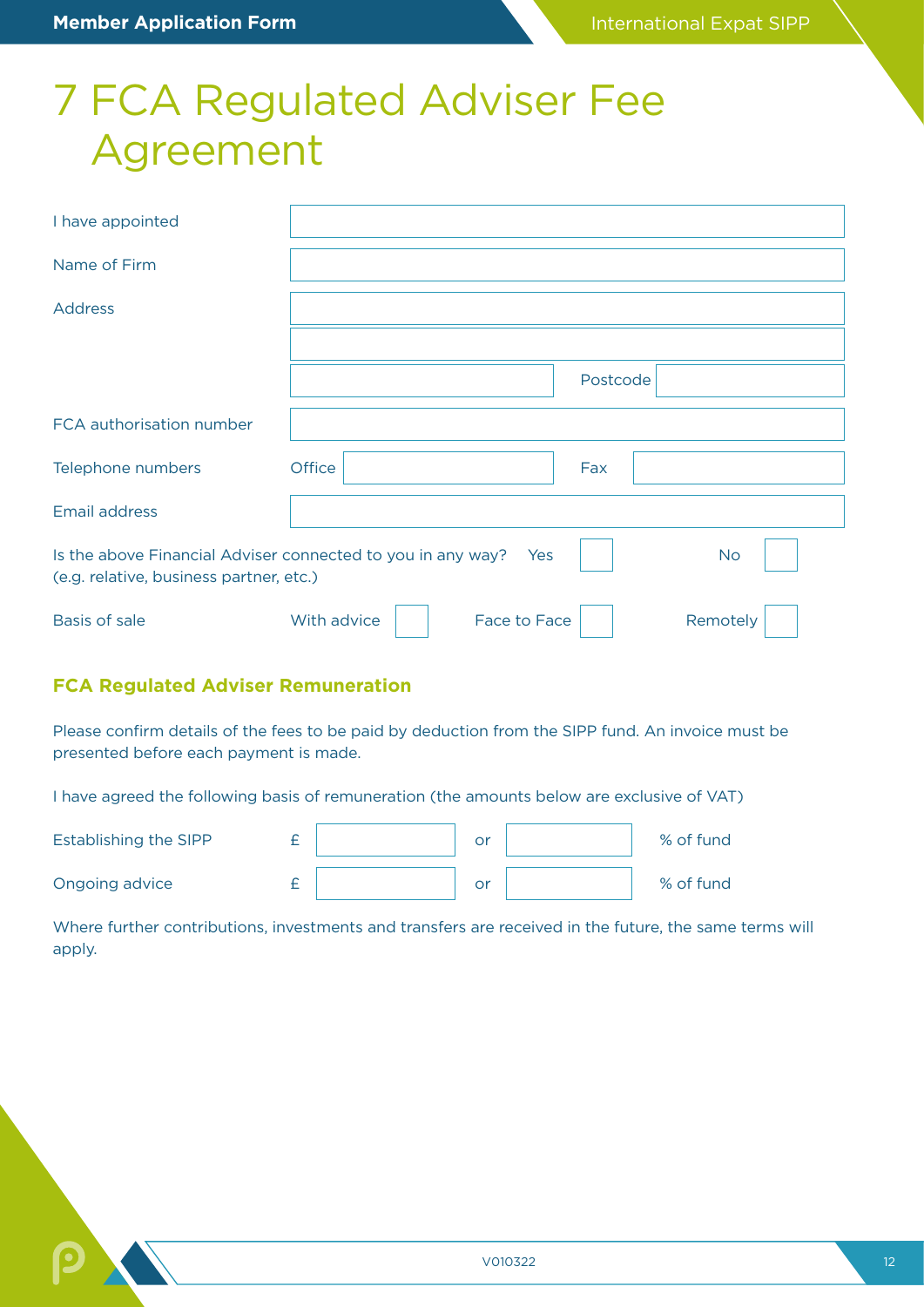# 7 FCA Regulated Adviser Fee Agreement

| | |
|---|---|
| I have appointed | |
| Name of Firm | |
| Address | |
| | |
| | Postcode |
| FCA authorisation number | |
| Telephone numbers | Office / Fax |
| Email address | |

Is the above Financial Adviser connected to you in any way? (e.g. relative, business partner, etc.) Yes ☐ No ☐

Basis of sale: With advice ☐ Face to Face ☐ Remotely ☐

### FCA Regulated Adviser Remuneration

Please confirm details of the fees to be paid by deduction from the SIPP fund. An invoice must be presented before each payment is made.

I have agreed the following basis of remuneration (the amounts below are exclusive of VAT)

| | £ | or | % of fund |
|---|---|---|---|
| Establishing the SIPP | | or | |
| Ongoing advice | | or | |

Where further contributions, investments and transfers are received in the future, the same terms will apply.

V010322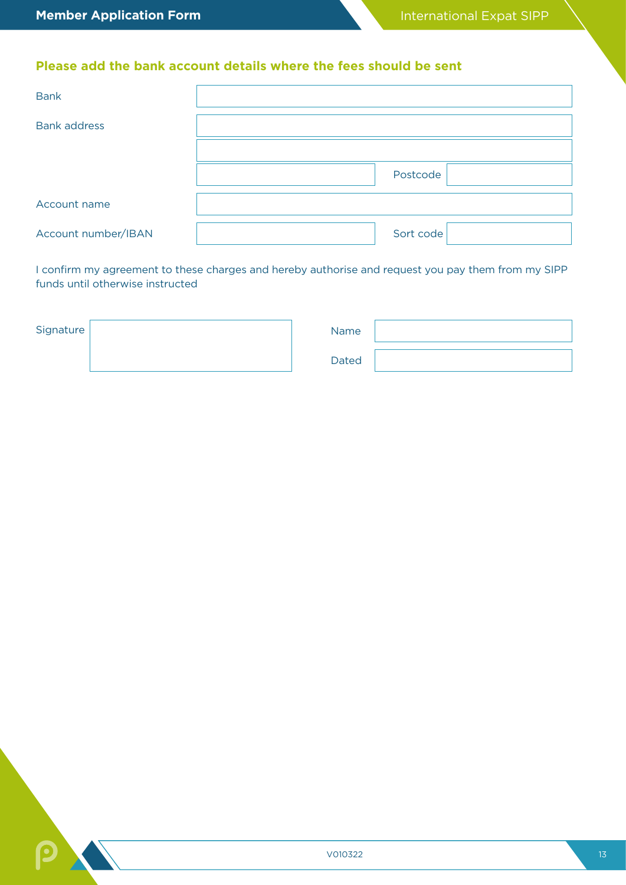### Please add the bank account details where the fees should be sent

| | | | |
|---|---|---|---|
| Bank | | | |
| Bank address | | | |
| | | | |
| | | Postcode | |
| Account name | | | |
| Account number/IBAN | | Sort code | |

I confirm my agreement to these charges and hereby authorise and request you pay them from my SIPP funds until otherwise instructed

| | | | |
|---|---|---|---|
| Signature | | Name | |
| | | Dated | |

V010322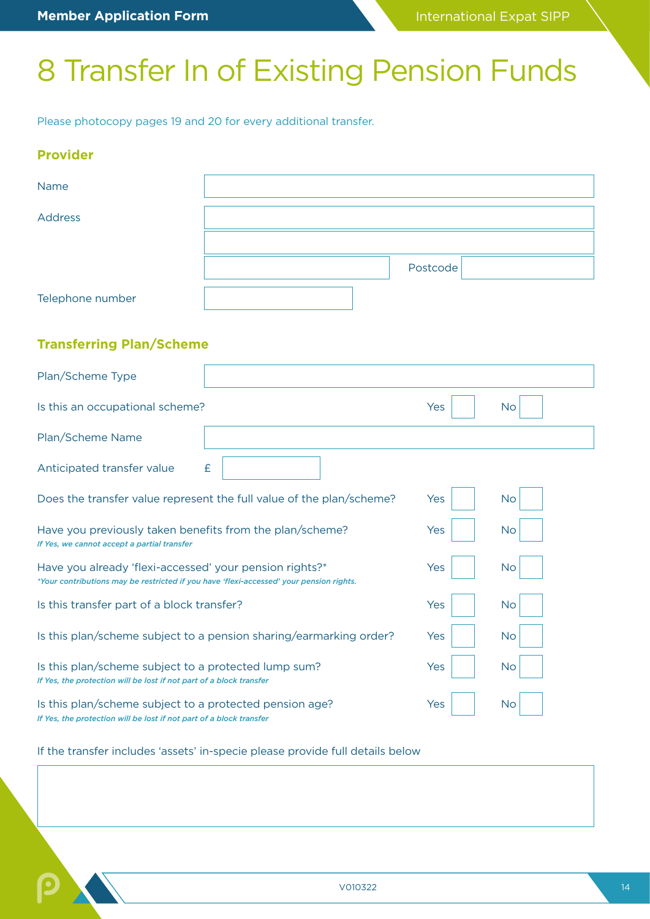# 8 Transfer In of Existing Pension Funds

Please photocopy pages 19 and 20 for every additional transfer.

## Provider

Name

Address

Postcode

Telephone number

## Transferring Plan/Scheme

Plan/Scheme Type

Is this an occupational scheme? Yes ☐ No ☐

Plan/Scheme Name

Anticipated transfer value £

Does the transfer value represent the full value of the plan/scheme? Yes ☐ No ☐

Have you previously taken benefits from the plan/scheme? Yes ☐ No ☐
*If Yes, we cannot accept a partial transfer*

Have you already 'flexi-accessed' your pension rights?* Yes ☐ No ☐
*\*Your contributions may be restricted if you have 'flexi-accessed' your pension rights.*

Is this transfer part of a block transfer? Yes ☐ No ☐

Is this plan/scheme subject to a pension sharing/earmarking order? Yes ☐ No ☐

Is this plan/scheme subject to a protected lump sum? Yes ☐ No ☐
*If Yes, the protection will be lost if not part of a block transfer*

Is this plan/scheme subject to a protected pension age? Yes ☐ No ☐
*If Yes, the protection will be lost if not part of a block transfer*

If the transfer includes 'assets' in-specie please provide full details below

V010322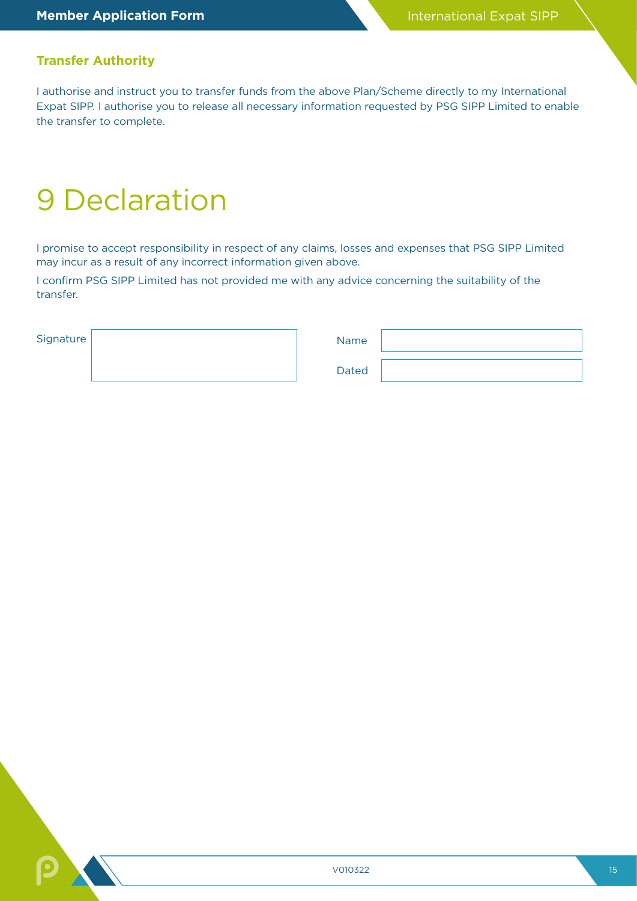### Transfer Authority

I authorise and instruct you to transfer funds from the above Plan/Scheme directly to my International Expat SIPP. I authorise you to release all necessary information requested by PSG SIPP Limited to enable the transfer to complete.

# 9 Declaration

I promise to accept responsibility in respect of any claims, losses and expenses that PSG SIPP Limited may incur as a result of any incorrect information given above.

I confirm PSG SIPP Limited has not provided me with any advice concerning the suitability of the transfer.

| Signature | | Name | |
|---|---|---|---|
| | | Dated | |

V010322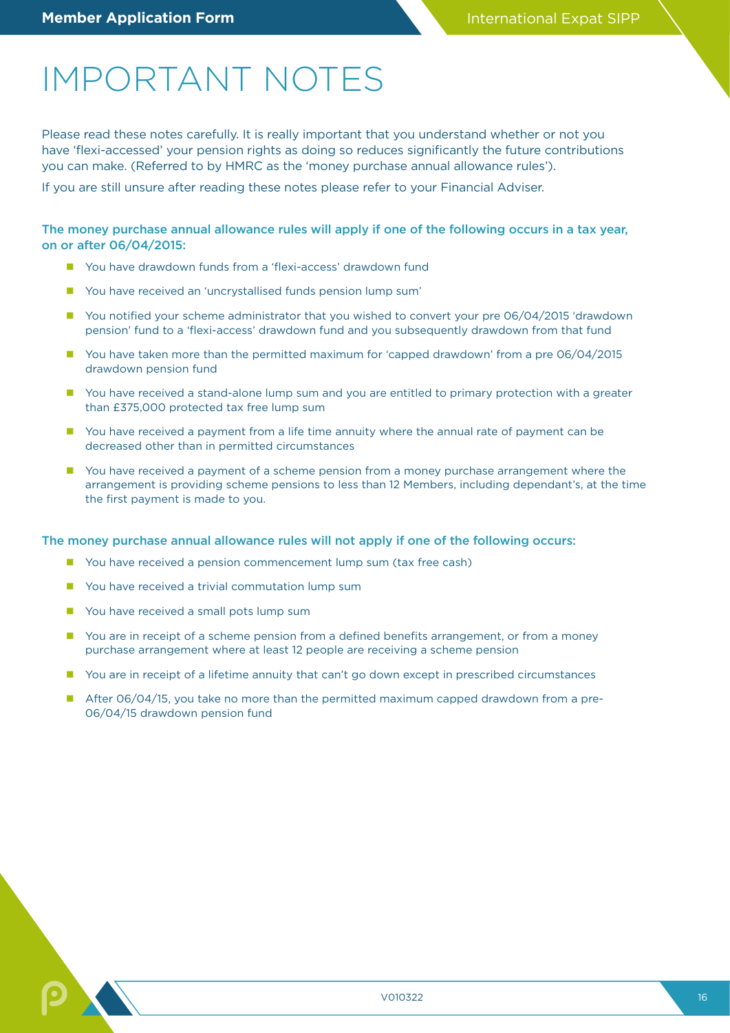# IMPORTANT NOTES

Please read these notes carefully. It is really important that you understand whether or not you have 'flexi-accessed' your pension rights as doing so reduces significantly the future contributions you can make. (Referred to by HMRC as the 'money purchase annual allowance rules').

If you are still unsure after reading these notes please refer to your Financial Adviser.

**The money purchase annual allowance rules will apply if one of the following occurs in a tax year, on or after 06/04/2015:**

- You have drawdown funds from a 'flexi-access' drawdown fund
- You have received an 'uncrystallised funds pension lump sum'
- You notified your scheme administrator that you wished to convert your pre 06/04/2015 'drawdown pension' fund to a 'flexi-access' drawdown fund and you subsequently drawdown from that fund
- You have taken more than the permitted maximum for 'capped drawdown' from a pre 06/04/2015 drawdown pension fund
- You have received a stand-alone lump sum and you are entitled to primary protection with a greater than £375,000 protected tax free lump sum
- You have received a payment from a life time annuity where the annual rate of payment can be decreased other than in permitted circumstances
- You have received a payment of a scheme pension from a money purchase arrangement where the arrangement is providing scheme pensions to less than 12 Members, including dependant's, at the time the first payment is made to you.

**The money purchase annual allowance rules will not apply if one of the following occurs:**

- You have received a pension commencement lump sum (tax free cash)
- You have received a trivial commutation lump sum
- You have received a small pots lump sum
- You are in receipt of a scheme pension from a defined benefits arrangement, or from a money purchase arrangement where at least 12 people are receiving a scheme pension
- You are in receipt of a lifetime annuity that can't go down except in prescribed circumstances
- After 06/04/15, you take no more than the permitted maximum capped drawdown from a pre-06/04/15 drawdown pension fund